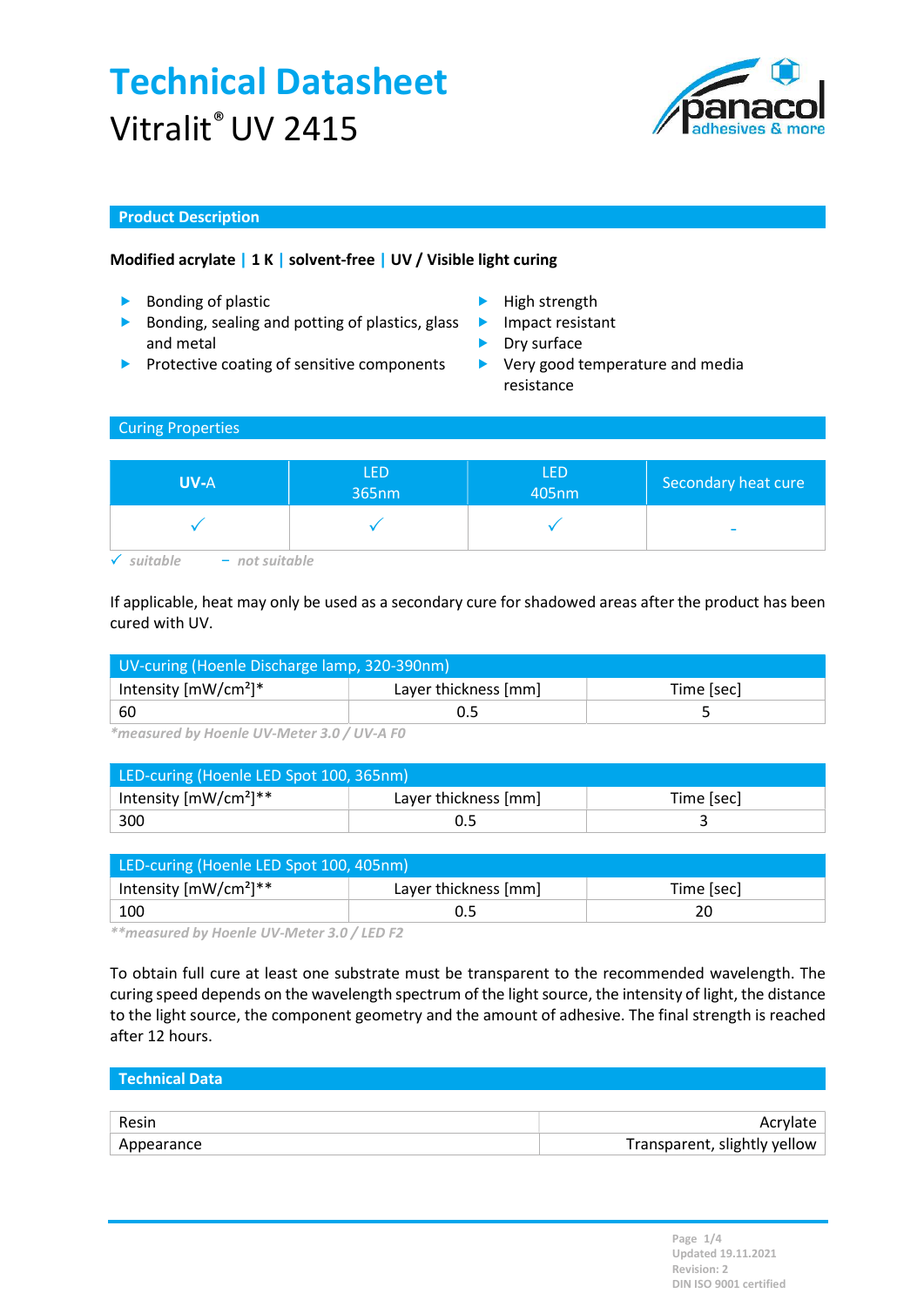# Technical Datasheet

Vitralit® UV 2415

## Product Description

**Modified acrylate | 1 K | solvent-free | UV / Visible light curing**

- Bonding of plastic
- Bonding, sealing and potting of plastics, glass and metal
- Protective coating of sensitive components
- High strength
- Impact resistant
- Dry surface
- Very good temperature and media resistance

## Curing Properties

| UV-A | LED 365nm | LED 405nm | Secondary heat cure |
|---|---|---|---|
| ✓ | ✓ | ✓ | - |

*✓ suitable – not suitable*

If applicable, heat may only be used as a secondary cure for shadowed areas after the product has been cured with UV.

| UV-curing (Hoenle Discharge lamp, 320-390nm) | | |
|---|---|---|
| Intensity [mW/cm²]* | Layer thickness [mm] | Time [sec] |
| 60 | 0.5 | 5 |

*\*measured by Hoenle UV-Meter 3.0 / UV-A F0*

| LED-curing (Hoenle LED Spot 100, 365nm) | | |
|---|---|---|
| Intensity [mW/cm²]** | Layer thickness [mm] | Time [sec] |
| 300 | 0.5 | 3 |

| LED-curing (Hoenle LED Spot 100, 405nm) | | |
|---|---|---|
| Intensity [mW/cm²]** | Layer thickness [mm] | Time [sec] |
| 100 | 0.5 | 20 |

*\*\*measured by Hoenle UV-Meter 3.0 / LED F2*

To obtain full cure at least one substrate must be transparent to the recommended wavelength. The curing speed depends on the wavelength spectrum of the light source, the intensity of light, the distance to the light source, the component geometry and the amount of adhesive. The final strength is reached after 12 hours.

## Technical Data

| | |
|---|---|
| Resin | Acrylate |
| Appearance | Transparent, slightly yellow |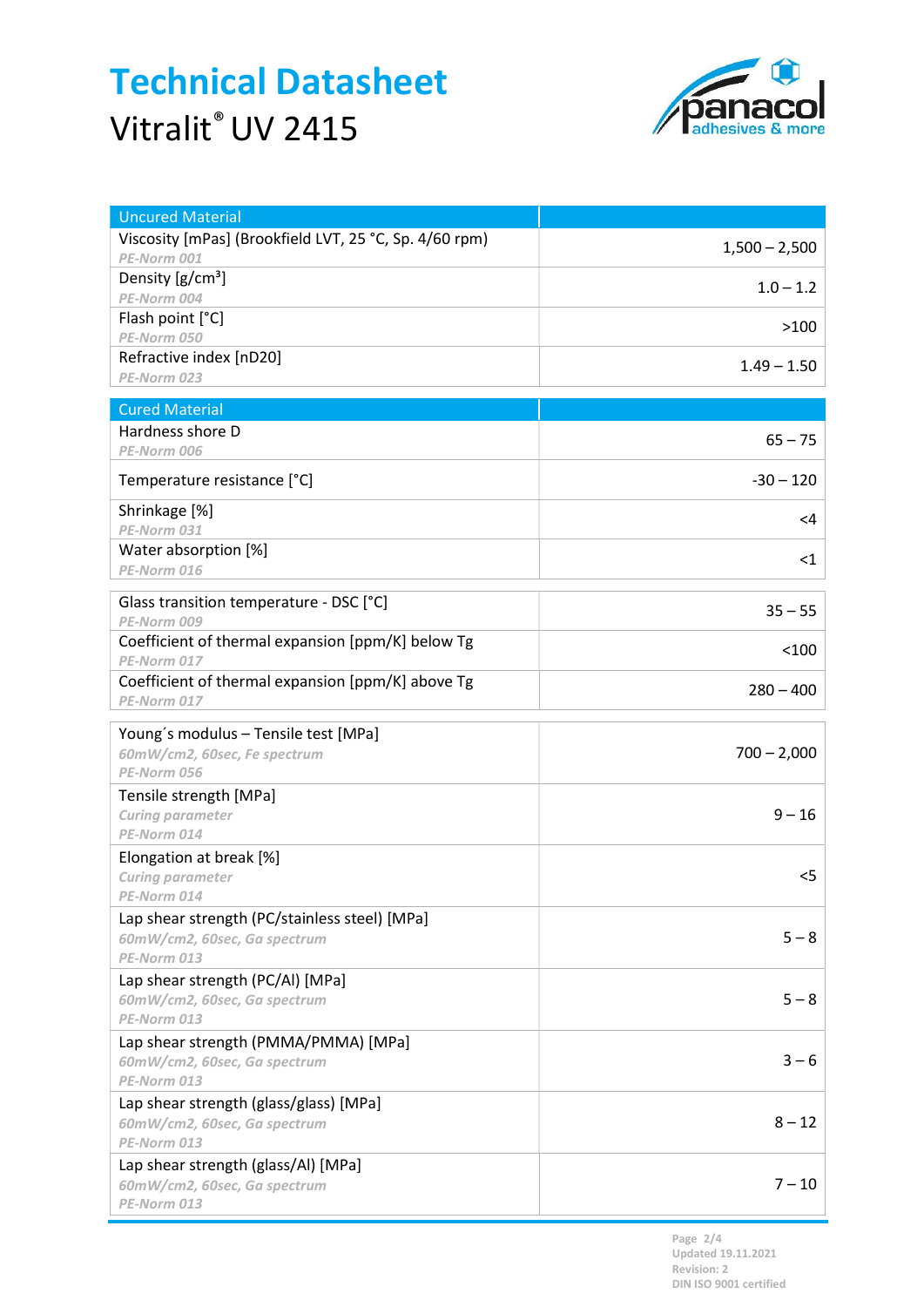# Technical Datasheet

Vitralit® UV 2415

| Uncured Material | |
|---|---|
| Viscosity [mPas] (Brookfield LVT, 25 °C, Sp. 4/60 rpm)<br>*PE-Norm 001* | 1,500 – 2,500 |
| Density [g/cm³]<br>*PE-Norm 004* | 1.0 – 1.2 |
| Flash point [°C]<br>*PE-Norm 050* | >100 |
| Refractive index [nD20]<br>*PE-Norm 023* | 1.49 – 1.50 |

| Cured Material | |
|---|---|
| Hardness shore D<br>*PE-Norm 006* | 65 – 75 |
| Temperature resistance [°C] | -30 – 120 |
| Shrinkage [%]<br>*PE-Norm 031* | <4 |
| Water absorption [%]<br>*PE-Norm 016* | <1 |
| Glass transition temperature - DSC [°C]<br>*PE-Norm 009* | 35 – 55 |
| Coefficient of thermal expansion [ppm/K] below Tg<br>*PE-Norm 017* | <100 |
| Coefficient of thermal expansion [ppm/K] above Tg<br>*PE-Norm 017* | 280 – 400 |
| Young´s modulus – Tensile test [MPa]<br>*60mW/cm2, 60sec, Fe spectrum*<br>*PE-Norm 056* | 700 – 2,000 |
| Tensile strength [MPa]<br>*Curing parameter*<br>*PE-Norm 014* | 9 – 16 |
| Elongation at break [%]<br>*Curing parameter*<br>*PE-Norm 014* | <5 |
| Lap shear strength (PC/stainless steel) [MPa]<br>*60mW/cm2, 60sec, Ga spectrum*<br>*PE-Norm 013* | 5 – 8 |
| Lap shear strength (PC/Al) [MPa]<br>*60mW/cm2, 60sec, Ga spectrum*<br>*PE-Norm 013* | 5 – 8 |
| Lap shear strength (PMMA/PMMA) [MPa]<br>*60mW/cm2, 60sec, Ga spectrum*<br>*PE-Norm 013* | 3 – 6 |
| Lap shear strength (glass/glass) [MPa]<br>*60mW/cm2, 60sec, Ga spectrum*<br>*PE-Norm 013* | 8 – 12 |
| Lap shear strength (glass/Al) [MPa]<br>*60mW/cm2, 60sec, Ga spectrum*<br>*PE-Norm 013* | 7 – 10 |

Updated 19.11.2021
Revision: 2
DIN ISO 9001 certified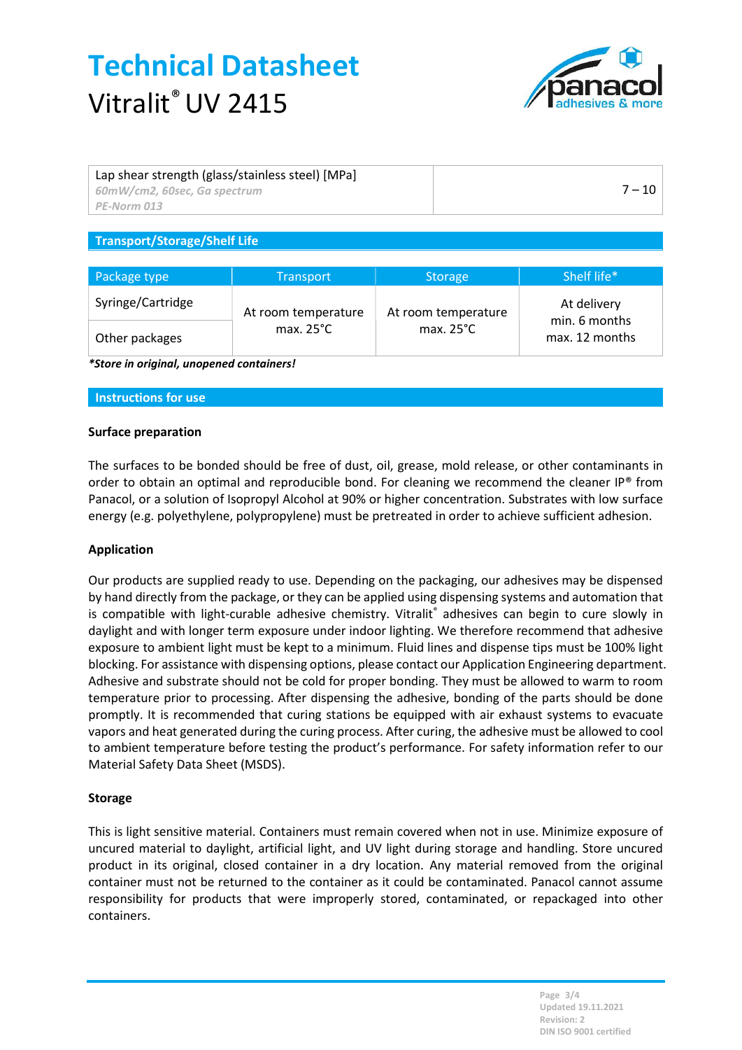| Lap shear strength (glass/stainless steel) [MPa]<br>*60mW/cm2, 60sec, Ga spectrum*<br>*PE-Norm 013* | 7 – 10 |
|---|---|

## Transport/Storage/Shelf Life

| Package type | Transport | Storage | Shelf life* |
|---|---|---|---|
| Syringe/Cartridge | At room temperature max. 25°C | At room temperature max. 25°C | At delivery min. 6 months max. 12 months |
| Other packages | | | |

***Store in original, unopened containers!***

## Instructions for use

### Surface preparation

The surfaces to be bonded should be free of dust, oil, grease, mold release, or other contaminants in order to obtain an optimal and reproducible bond. For cleaning we recommend the cleaner IP® from Panacol, or a solution of Isopropyl Alcohol at 90% or higher concentration. Substrates with low surface energy (e.g. polyethylene, polypropylene) must be pretreated in order to achieve sufficient adhesion.

### Application

Our products are supplied ready to use. Depending on the packaging, our adhesives may be dispensed by hand directly from the package, or they can be applied using dispensing systems and automation that is compatible with light-curable adhesive chemistry. Vitralit® adhesives can begin to cure slowly in daylight and with longer term exposure under indoor lighting. We therefore recommend that adhesive exposure to ambient light must be kept to a minimum. Fluid lines and dispense tips must be 100% light blocking. For assistance with dispensing options, please contact our Application Engineering department. Adhesive and substrate should not be cold for proper bonding. They must be allowed to warm to room temperature prior to processing. After dispensing the adhesive, bonding of the parts should be done promptly. It is recommended that curing stations be equipped with air exhaust systems to evacuate vapors and heat generated during the curing process. After curing, the adhesive must be allowed to cool to ambient temperature before testing the product's performance. For safety information refer to our Material Safety Data Sheet (MSDS).

### Storage

This is light sensitive material. Containers must remain covered when not in use. Minimize exposure of uncured material to daylight, artificial light, and UV light during storage and handling. Store uncured product in its original, closed container in a dry location. Any material removed from the original container must not be returned to the container as it could be contaminated. Panacol cannot assume responsibility for products that were improperly stored, contaminated, or repackaged into other containers.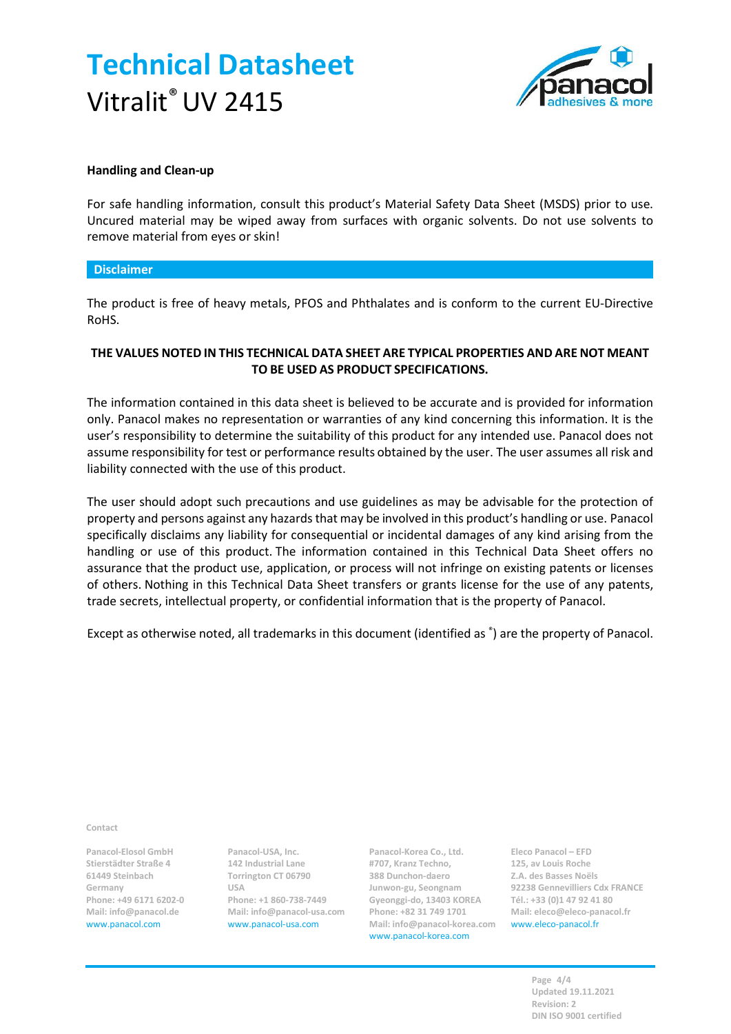# Technical Datasheet

Vitralit® UV 2415

**Handling and Clean-up**

For safe handling information, consult this product's Material Safety Data Sheet (MSDS) prior to use. Uncured material may be wiped away from surfaces with organic solvents. Do not use solvents to remove material from eyes or skin!

## Disclaimer

The product is free of heavy metals, PFOS and Phthalates and is conform to the current EU-Directive RoHS.

**THE VALUES NOTED IN THIS TECHNICAL DATA SHEET ARE TYPICAL PROPERTIES AND ARE NOT MEANT TO BE USED AS PRODUCT SPECIFICATIONS.**

The information contained in this data sheet is believed to be accurate and is provided for information only. Panacol makes no representation or warranties of any kind concerning this information. It is the user's responsibility to determine the suitability of this product for any intended use. Panacol does not assume responsibility for test or performance results obtained by the user. The user assumes all risk and liability connected with the use of this product.

The user should adopt such precautions and use guidelines as may be advisable for the protection of property and persons against any hazards that may be involved in this product's handling or use. Panacol specifically disclaims any liability for consequential or incidental damages of any kind arising from the handling or use of this product. The information contained in this Technical Data Sheet offers no assurance that the product use, application, or process will not infringe on existing patents or licenses of others. Nothing in this Technical Data Sheet transfers or grants license for the use of any patents, trade secrets, intellectual property, or confidential information that is the property of Panacol.

Except as otherwise noted, all trademarks in this document (identified as ®) are the property of Panacol.

Contact

Panacol-Elosol GmbH
Stierstädter Straße 4
61449 Steinbach
Germany
Phone: +49 6171 6202-0
Mail: info@panacol.de
www.panacol.com

Panacol-USA, Inc.
142 Industrial Lane
Torrington CT 06790
USA
Phone: +1 860-738-7449
Mail: info@panacol-usa.com
www.panacol-usa.com

Panacol-Korea Co., Ltd.
#707, Kranz Techno,
388 Dunchon-daero
Junwon-gu, Seongnam
Gyeonggi-do, 13403 KOREA
Phone: +82 31 749 1701
Mail: info@panacol-korea.com
www.panacol-korea.com

Eleco Panacol – EFD
125, av Louis Roche
Z.A. des Basses Noëls
92238 Gennevilliers Cdx FRANCE
Tél.: +33 (0)1 47 92 41 80
Mail: eleco@eleco-panacol.fr
www.eleco-panacol.fr

Updated 19.11.2021
Revision: 2
DIN ISO 9001 certified